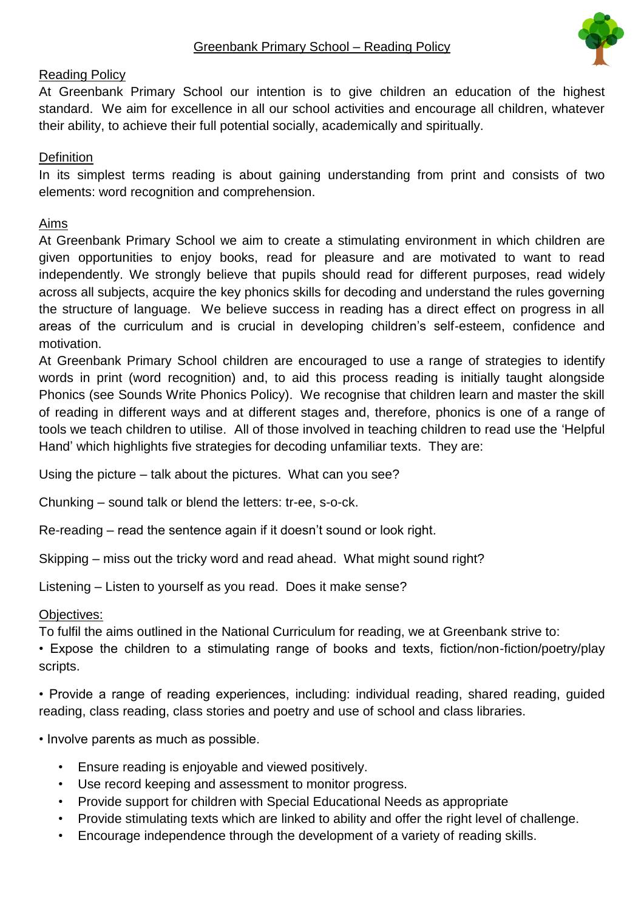# Greenbank Primary School – Reading Policy

## Reading Policy

At Greenbank Primary School our intention is to give children an education of the highest standard. We aim for excellence in all our school activities and encourage all children, whatever their ability, to achieve their full potential socially, academically and spiritually.

## Definition

In its simplest terms reading is about gaining understanding from print and consists of two elements: word recognition and comprehension.

## Aims

At Greenbank Primary School we aim to create a stimulating environment in which children are given opportunities to enjoy books, read for pleasure and are motivated to want to read independently. We strongly believe that pupils should read for different purposes, read widely across all subjects, acquire the key phonics skills for decoding and understand the rules governing the structure of language. We believe success in reading has a direct effect on progress in all areas of the curriculum and is crucial in developing children's self-esteem, confidence and motivation.

At Greenbank Primary School children are encouraged to use a range of strategies to identify words in print (word recognition) and, to aid this process reading is initially taught alongside Phonics (see Sounds Write Phonics Policy). We recognise that children learn and master the skill of reading in different ways and at different stages and, therefore, phonics is one of a range of tools we teach children to utilise. All of those involved in teaching children to read use the 'Helpful Hand' which highlights five strategies for decoding unfamiliar texts. They are:

Using the picture – talk about the pictures. What can you see?

Chunking – sound talk or blend the letters: tr-ee, s-o-ck.

Re-reading – read the sentence again if it doesn't sound or look right.

Skipping – miss out the tricky word and read ahead. What might sound right?

Listening – Listen to yourself as you read. Does it make sense?

## Objectives:

To fulfil the aims outlined in the National Curriculum for reading, we at Greenbank strive to:

- Expose the children to a stimulating range of books and texts, fiction/non-fiction/poetry/play scripts.
- Provide a range of reading experiences, including: individual reading, shared reading, guided reading, class reading, class stories and poetry and use of school and class libraries.
- Involve parents as much as possible.
- Ensure reading is enjoyable and viewed positively.
- Use record keeping and assessment to monitor progress.
- Provide support for children with Special Educational Needs as appropriate
- Provide stimulating texts which are linked to ability and offer the right level of challenge.
- Encourage independence through the development of a variety of reading skills.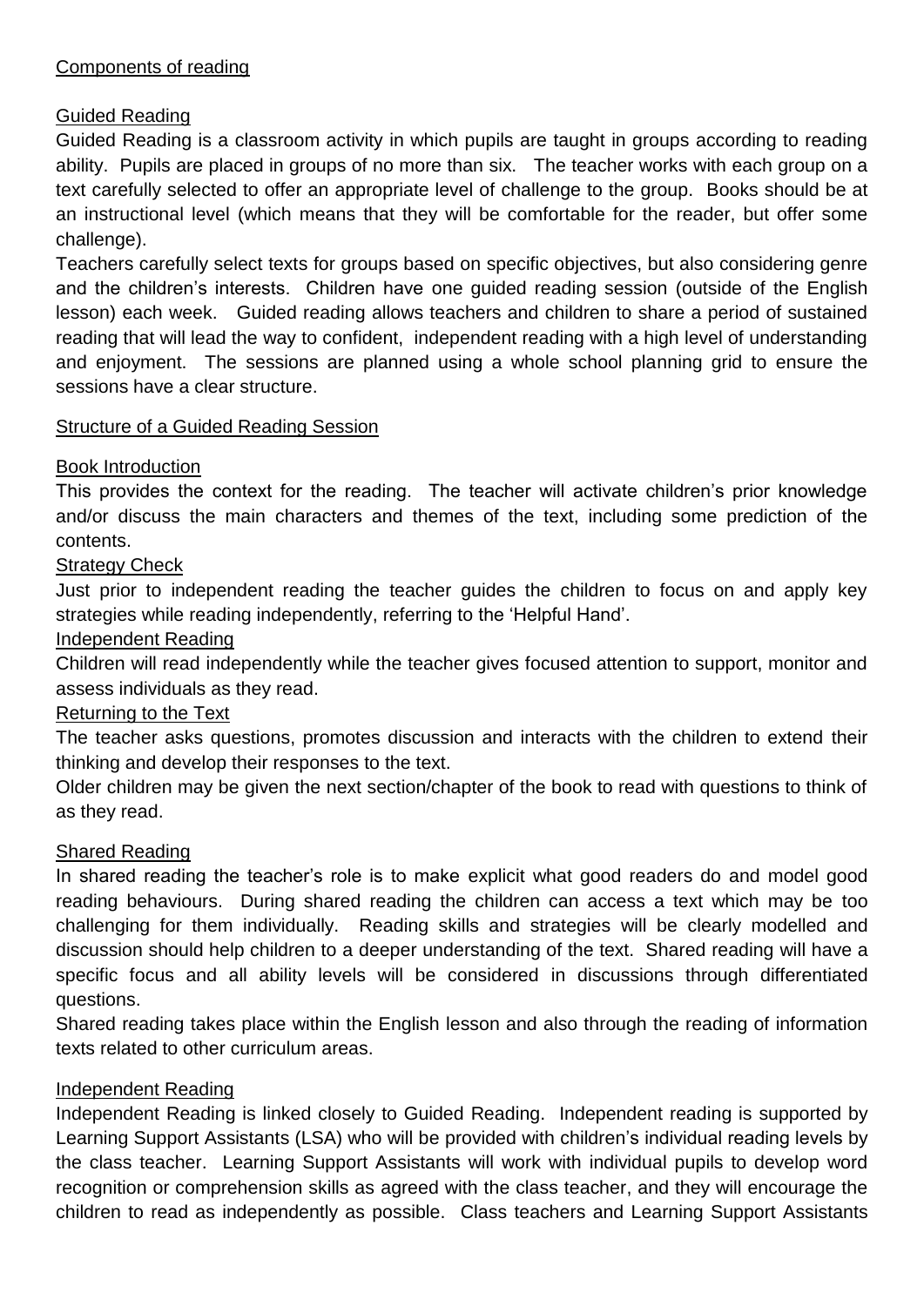## Components of reading

### Guided Reading

Guided Reading is a classroom activity in which pupils are taught in groups according to reading ability. Pupils are placed in groups of no more than six. The teacher works with each group on a text carefully selected to offer an appropriate level of challenge to the group. Books should be at an instructional level (which means that they will be comfortable for the reader, but offer some challenge).

Teachers carefully select texts for groups based on specific objectives, but also considering genre and the children's interests. Children have one guided reading session (outside of the English lesson) each week. Guided reading allows teachers and children to share a period of sustained reading that will lead the way to confident, independent reading with a high level of understanding and enjoyment. The sessions are planned using a whole school planning grid to ensure the sessions have a clear structure.

### Structure of a Guided Reading Session

#### Book Introduction

This provides the context for the reading. The teacher will activate children's prior knowledge and/or discuss the main characters and themes of the text, including some prediction of the contents.

#### Strategy Check

Just prior to independent reading the teacher guides the children to focus on and apply key strategies while reading independently, referring to the 'Helpful Hand'.

#### Independent Reading

Children will read independently while the teacher gives focused attention to support, monitor and assess individuals as they read.

#### Returning to the Text

The teacher asks questions, promotes discussion and interacts with the children to extend their thinking and develop their responses to the text.

Older children may be given the next section/chapter of the book to read with questions to think of as they read.

### Shared Reading

In shared reading the teacher's role is to make explicit what good readers do and model good reading behaviours. During shared reading the children can access a text which may be too challenging for them individually. Reading skills and strategies will be clearly modelled and discussion should help children to a deeper understanding of the text. Shared reading will have a specific focus and all ability levels will be considered in discussions through differentiated questions.

Shared reading takes place within the English lesson and also through the reading of information texts related to other curriculum areas.

### Independent Reading

Independent Reading is linked closely to Guided Reading. Independent reading is supported by Learning Support Assistants (LSA) who will be provided with children's individual reading levels by the class teacher. Learning Support Assistants will work with individual pupils to develop word recognition or comprehension skills as agreed with the class teacher, and they will encourage the children to read as independently as possible. Class teachers and Learning Support Assistants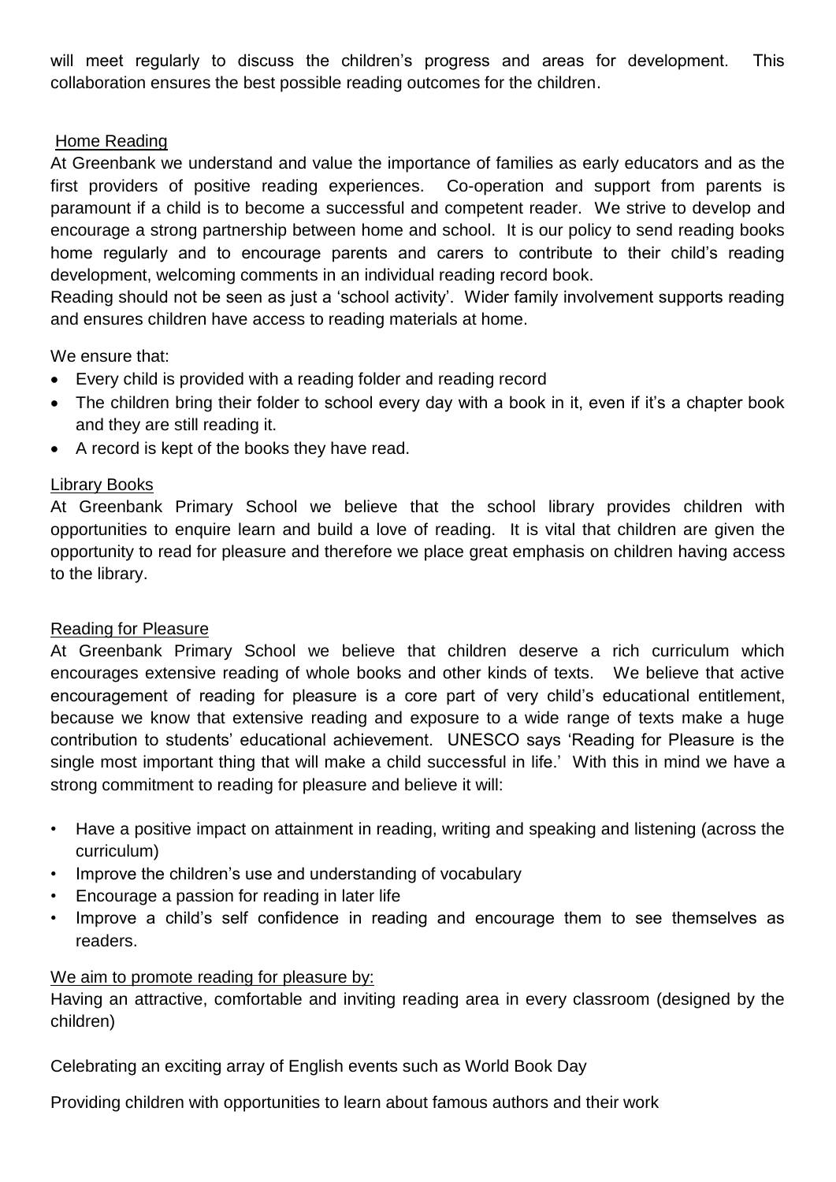will meet regularly to discuss the children's progress and areas for development. This collaboration ensures the best possible reading outcomes for the children.

## Home Reading

At Greenbank we understand and value the importance of families as early educators and as the first providers of positive reading experiences. Co-operation and support from parents is paramount if a child is to become a successful and competent reader. We strive to develop and encourage a strong partnership between home and school. It is our policy to send reading books home regularly and to encourage parents and carers to contribute to their child's reading development, welcoming comments in an individual reading record book.

Reading should not be seen as just a 'school activity'. Wider family involvement supports reading and ensures children have access to reading materials at home.

We ensure that:

- Every child is provided with a reading folder and reading record
- The children bring their folder to school every day with a book in it, even if it's a chapter book and they are still reading it.
- A record is kept of the books they have read.

## Library Books

At Greenbank Primary School we believe that the school library provides children with opportunities to enquire learn and build a love of reading. It is vital that children are given the opportunity to read for pleasure and therefore we place great emphasis on children having access to the library.

## Reading for Pleasure

At Greenbank Primary School we believe that children deserve a rich curriculum which encourages extensive reading of whole books and other kinds of texts. We believe that active encouragement of reading for pleasure is a core part of very child's educational entitlement, because we know that extensive reading and exposure to a wide range of texts make a huge contribution to students' educational achievement. UNESCO says 'Reading for Pleasure is the single most important thing that will make a child successful in life.' With this in mind we have a strong commitment to reading for pleasure and believe it will:

- Have a positive impact on attainment in reading, writing and speaking and listening (across the curriculum)
- Improve the children's use and understanding of vocabulary
- Encourage a passion for reading in later life
- Improve a child's self confidence in reading and encourage them to see themselves as readers.

We aim to promote reading for pleasure by:

Having an attractive, comfortable and inviting reading area in every classroom (designed by the children)

Celebrating an exciting array of English events such as World Book Day

Providing children with opportunities to learn about famous authors and their work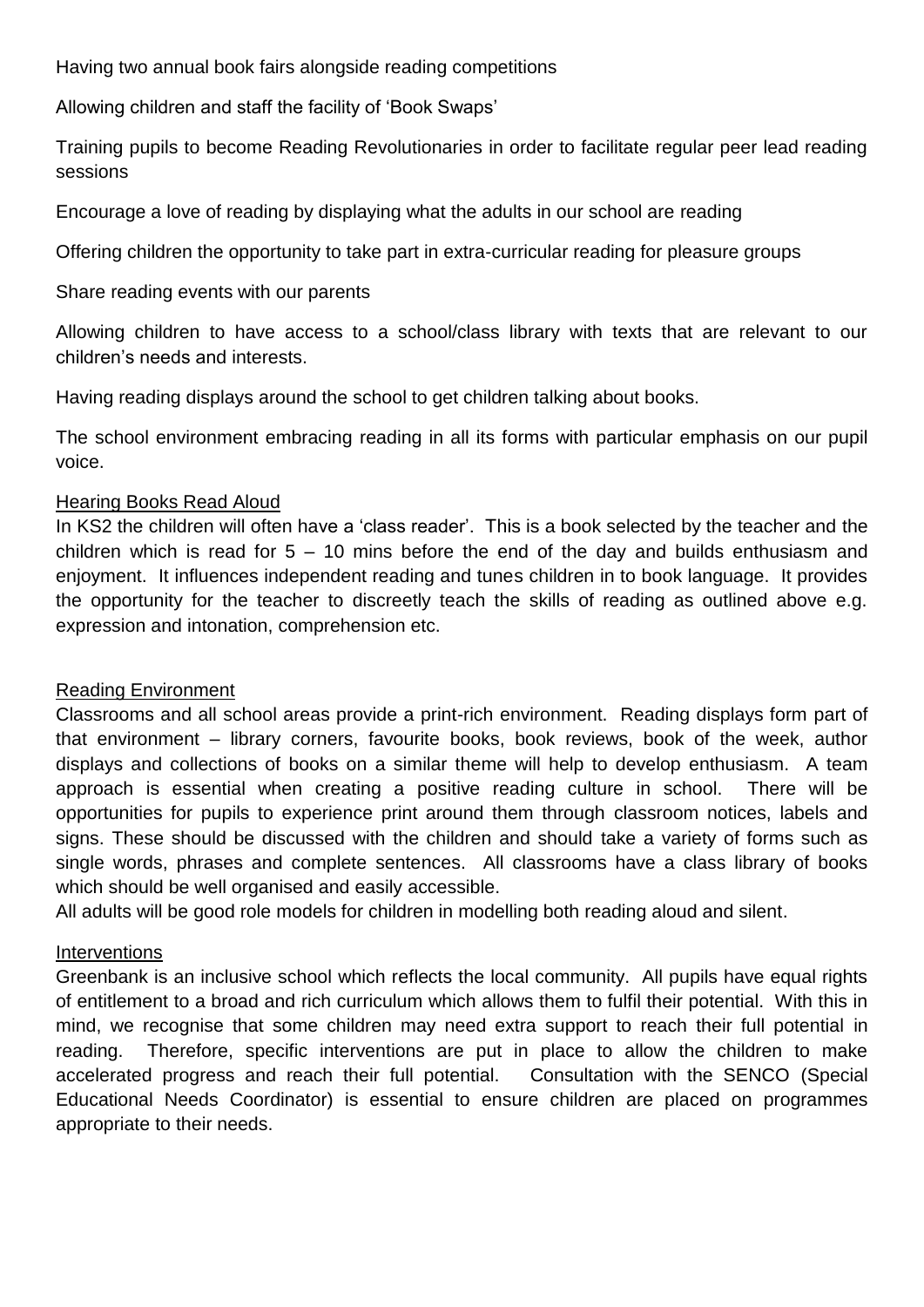Having two annual book fairs alongside reading competitions

Allowing children and staff the facility of 'Book Swaps'

Training pupils to become Reading Revolutionaries in order to facilitate regular peer lead reading sessions

Encourage a love of reading by displaying what the adults in our school are reading

Offering children the opportunity to take part in extra-curricular reading for pleasure groups

Share reading events with our parents

Allowing children to have access to a school/class library with texts that are relevant to our children's needs and interests.

Having reading displays around the school to get children talking about books.

The school environment embracing reading in all its forms with particular emphasis on our pupil voice.

### Hearing Books Read Aloud

In KS2 the children will often have a 'class reader'. This is a book selected by the teacher and the children which is read for 5 – 10 mins before the end of the day and builds enthusiasm and enjoyment. It influences independent reading and tunes children in to book language. It provides the opportunity for the teacher to discreetly teach the skills of reading as outlined above e.g. expression and intonation, comprehension etc.

### Reading Environment

Classrooms and all school areas provide a print-rich environment. Reading displays form part of that environment – library corners, favourite books, book reviews, book of the week, author displays and collections of books on a similar theme will help to develop enthusiasm. A team approach is essential when creating a positive reading culture in school. There will be opportunities for pupils to experience print around them through classroom notices, labels and signs. These should be discussed with the children and should take a variety of forms such as single words, phrases and complete sentences. All classrooms have a class library of books which should be well organised and easily accessible.

All adults will be good role models for children in modelling both reading aloud and silent.

### Interventions

Greenbank is an inclusive school which reflects the local community. All pupils have equal rights of entitlement to a broad and rich curriculum which allows them to fulfil their potential. With this in mind, we recognise that some children may need extra support to reach their full potential in reading. Therefore, specific interventions are put in place to allow the children to make accelerated progress and reach their full potential. Consultation with the SENCO (Special Educational Needs Coordinator) is essential to ensure children are placed on programmes appropriate to their needs.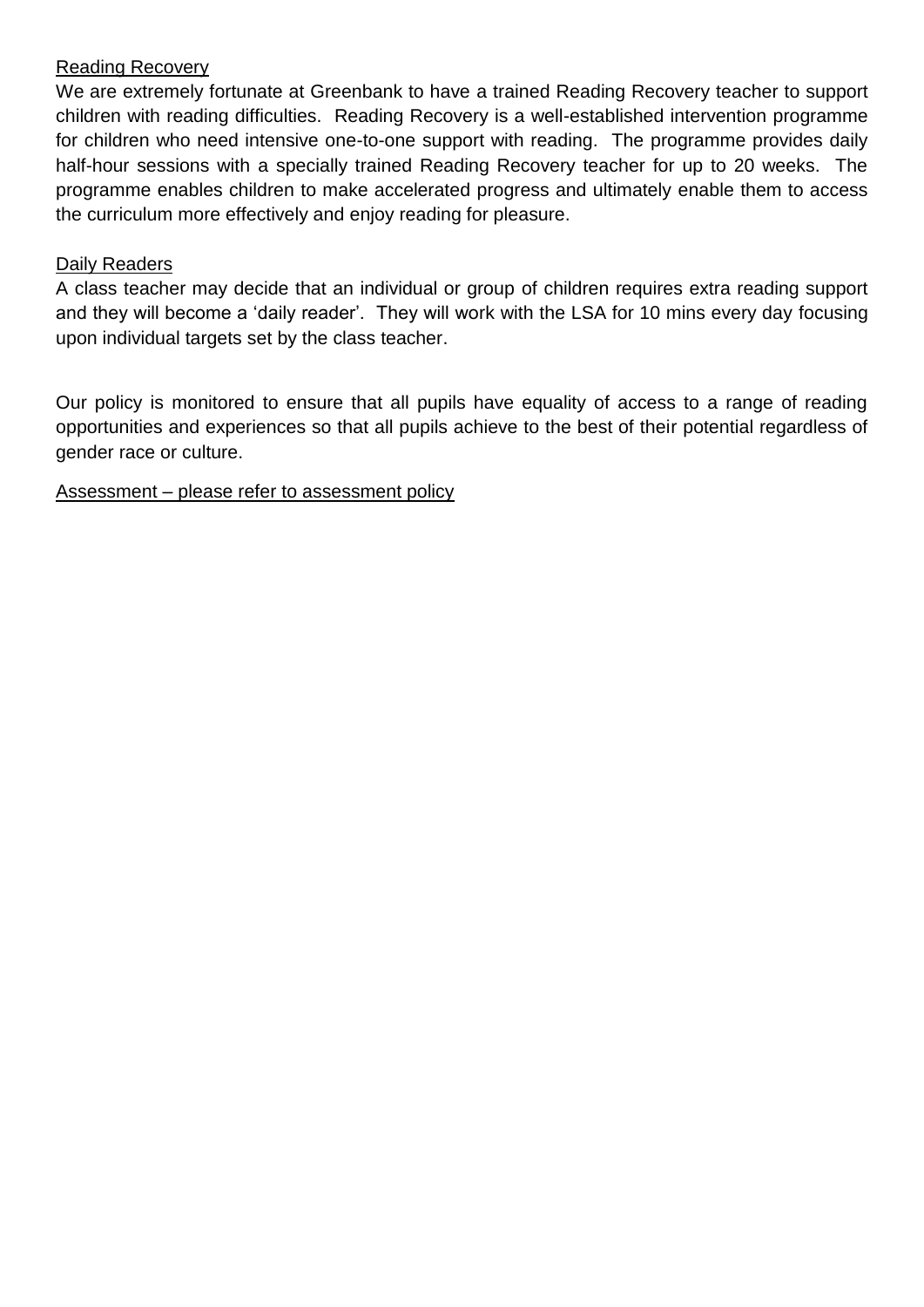Reading Recovery

We are extremely fortunate at Greenbank to have a trained Reading Recovery teacher to support children with reading difficulties. Reading Recovery is a well-established intervention programme for children who need intensive one-to-one support with reading. The programme provides daily half-hour sessions with a specially trained Reading Recovery teacher for up to 20 weeks. The programme enables children to make accelerated progress and ultimately enable them to access the curriculum more effectively and enjoy reading for pleasure.

Daily Readers

A class teacher may decide that an individual or group of children requires extra reading support and they will become a 'daily reader'. They will work with the LSA for 10 mins every day focusing upon individual targets set by the class teacher.

Our policy is monitored to ensure that all pupils have equality of access to a range of reading opportunities and experiences so that all pupils achieve to the best of their potential regardless of gender race or culture.

Assessment – please refer to assessment policy